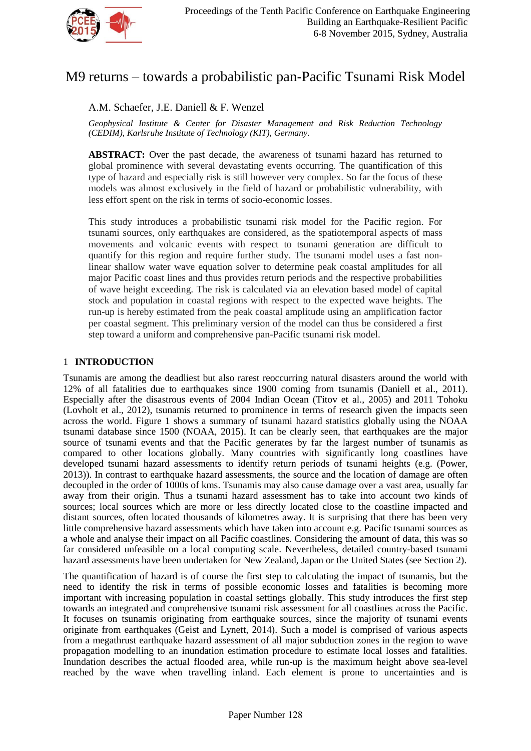# M9 returns – towards a probabilistic pan-Pacific Tsunami Risk Model

A.M. Schaefer, J.E. Daniell & F. Wenzel

*Geophysical Institute & Center for Disaster Management and Risk Reduction Technology (CEDIM), Karlsruhe Institute of Technology (KIT), Germany.*

**ABSTRACT:** Over the past decade, the awareness of tsunami hazard has returned to global prominence with several devastating events occurring. The quantification of this type of hazard and especially risk is still however very complex. So far the focus of these models was almost exclusively in the field of hazard or probabilistic vulnerability, with less effort spent on the risk in terms of socio-economic losses.

This study introduces a probabilistic tsunami risk model for the Pacific region. For tsunami sources, only earthquakes are considered, as the spatiotemporal aspects of mass movements and volcanic events with respect to tsunami generation are difficult to quantify for this region and require further study. The tsunami model uses a fast non-linear shallow water wave equation solver to determine peak coastal amplitudes for all major Pacific coast lines and thus provides return periods and the respective probabilities of wave height exceeding. The risk is calculated via an elevation based model of capital stock and population in coastal regions with respect to the expected wave heights. The run-up is hereby estimated from the peak coastal amplitude using an amplification factor per coastal segment. This preliminary version of the model can thus be considered a first step toward a uniform and comprehensive pan-Pacific tsunami risk model.

## 1 INTRODUCTION

Tsunamis are among the deadliest but also rarest reoccurring natural disasters around the world with 12% of all fatalities due to earthquakes since 1900 coming from tsunamis (Daniell et al., 2011). Especially after the disastrous events of 2004 Indian Ocean (Titov et al., 2005) and 2011 Tohoku (Lovholt et al., 2012), tsunamis returned to prominence in terms of research given the impacts seen across the world. Figure 1 shows a summary of tsunami hazard statistics globally using the NOAA tsunami database since 1500 (NOAA, 2015). It can be clearly seen, that earthquakes are the major source of tsunami events and that the Pacific generates by far the largest number of tsunamis as compared to other locations globally. Many countries with significantly long coastlines have developed tsunami hazard assessments to identify return periods of tsunami heights (e.g. (Power, 2013)). In contrast to earthquake hazard assessments, the source and the location of damage are often decoupled in the order of 1000s of kms. Tsunamis may also cause damage over a vast area, usually far away from their origin. Thus a tsunami hazard assessment has to take into account two kinds of sources; local sources which are more or less directly located close to the coastline impacted and distant sources, often located thousands of kilometres away. It is surprising that there has been very little comprehensive hazard assessments which have taken into account e.g. Pacific tsunami sources as a whole and analyse their impact on all Pacific coastlines. Considering the amount of data, this was so far considered unfeasible on a local computing scale. Nevertheless, detailed country-based tsunami hazard assessments have been undertaken for New Zealand, Japan or the United States (see Section 2).

The quantification of hazard is of course the first step to calculating the impact of tsunamis, but the need to identify the risk in terms of possible economic losses and fatalities is becoming more important with increasing population in coastal settings globally. This study introduces the first step towards an integrated and comprehensive tsunami risk assessment for all coastlines across the Pacific. It focuses on tsunamis originating from earthquake sources, since the majority of tsunami events originate from earthquakes (Geist and Lynett, 2014). Such a model is comprised of various aspects from a megathrust earthquake hazard assessment of all major subduction zones in the region to wave propagation modelling to an inundation estimation procedure to estimate local losses and fatalities. Inundation describes the actual flooded area, while run-up is the maximum height above sea-level reached by the wave when travelling inland. Each element is prone to uncertainties and is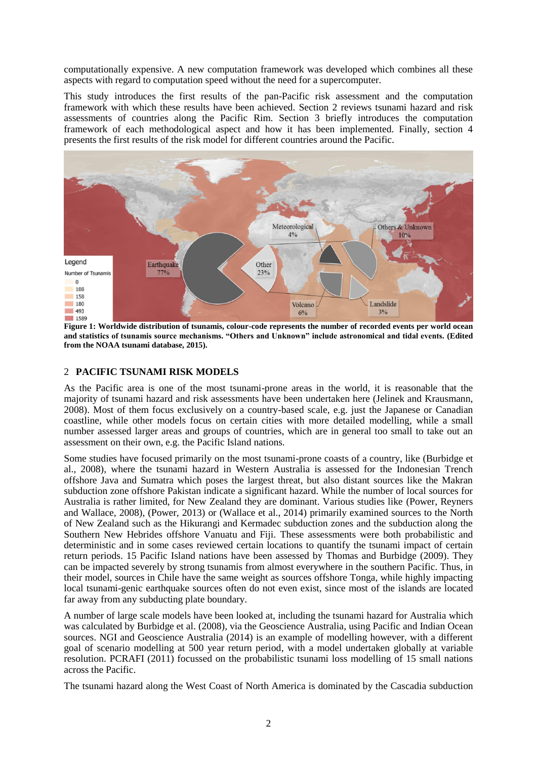computationally expensive. A new computation framework was developed which combines all these aspects with regard to computation speed without the need for a supercomputer.

This study introduces the first results of the pan-Pacific risk assessment and the computation framework with which these results have been achieved. Section 2 reviews tsunami hazard and risk assessments of countries along the Pacific Rim. Section 3 briefly introduces the computation framework of each methodological aspect and how it has been implemented. Finally, section 4 presents the first results of the risk model for different countries around the Pacific.

**Figure 1: Worldwide distribution of tsunamis, colour-code represents the number of recorded events per world ocean and statistics of tsunamis source mechanisms. "Others and Unknown" include astronomical and tidal events. (Edited from the NOAA tsunami database, 2015).**

## 2 PACIFIC TSUNAMI RISK MODELS

As the Pacific area is one of the most tsunami-prone areas in the world, it is reasonable that the majority of tsunami hazard and risk assessments have been undertaken here (Jelinek and Krausmann, 2008). Most of them focus exclusively on a country-based scale, e.g. just the Japanese or Canadian coastline, while other models focus on certain cities with more detailed modelling, while a small number assessed larger areas and groups of countries, which are in general too small to take out an assessment on their own, e.g. the Pacific Island nations.

Some studies have focused primarily on the most tsunami-prone coasts of a country, like (Burbidge et al., 2008), where the tsunami hazard in Western Australia is assessed for the Indonesian Trench offshore Java and Sumatra which poses the largest threat, but also distant sources like the Makran subduction zone offshore Pakistan indicate a significant hazard. While the number of local sources for Australia is rather limited, for New Zealand they are dominant. Various studies like (Power, Reyners and Wallace, 2008), (Power, 2013) or (Wallace et al., 2014) primarily examined sources to the North of New Zealand such as the Hikurangi and Kermadec subduction zones and the subduction along the Southern New Hebrides offshore Vanuatu and Fiji. These assessments were both probabilistic and deterministic and in some cases reviewed certain locations to quantify the tsunami impact of certain return periods. 15 Pacific Island nations have been assessed by Thomas and Burbidge (2009). They can be impacted severely by strong tsunamis from almost everywhere in the southern Pacific. Thus, in their model, sources in Chile have the same weight as sources offshore Tonga, while highly impacting local tsunami-genic earthquake sources often do not even exist, since most of the islands are located far away from any subducting plate boundary.

A number of large scale models have been looked at, including the tsunami hazard for Australia which was calculated by Burbidge et al. (2008), via the Geoscience Australia, using Pacific and Indian Ocean sources. NGI and Geoscience Australia (2014) is an example of modelling however, with a different goal of scenario modelling at 500 year return period, with a model undertaken globally at variable resolution. PCRAFI (2011) focussed on the probabilistic tsunami loss modelling of 15 small nations across the Pacific.

The tsunami hazard along the West Coast of North America is dominated by the Cascadia subduction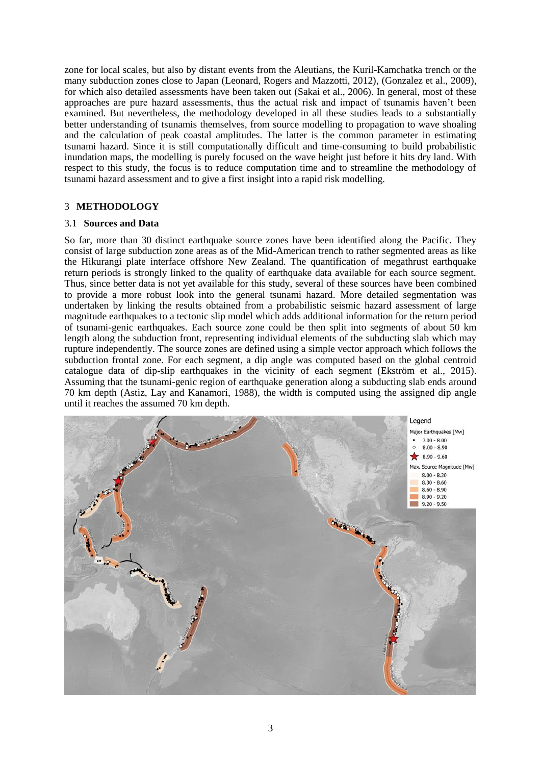zone for local scales, but also by distant events from the Aleutians, the Kuril-Kamchatka trench or the many subduction zones close to Japan (Leonard, Rogers and Mazzotti, 2012), (Gonzalez et al., 2009), for which also detailed assessments have been taken out (Sakai et al., 2006). In general, most of these approaches are pure hazard assessments, thus the actual risk and impact of tsunamis haven't been examined. But nevertheless, the methodology developed in all these studies leads to a substantially better understanding of tsunamis themselves, from source modelling to propagation to wave shoaling and the calculation of peak coastal amplitudes. The latter is the common parameter in estimating tsunami hazard. Since it is still computationally difficult and time-consuming to build probabilistic inundation maps, the modelling is purely focused on the wave height just before it hits dry land. With respect to this study, the focus is to reduce computation time and to streamline the methodology of tsunami hazard assessment and to give a first insight into a rapid risk modelling.

## 3 METHODOLOGY

### 3.1 Sources and Data

So far, more than 30 distinct earthquake source zones have been identified along the Pacific. They consist of large subduction zone areas as of the Mid-American trench to rather segmented areas as like the Hikurangi plate interface offshore New Zealand. The quantification of megathrust earthquake return periods is strongly linked to the quality of earthquake data available for each source segment. Thus, since better data is not yet available for this study, several of these sources have been combined to provide a more robust look into the general tsunami hazard. More detailed segmentation was undertaken by linking the results obtained from a probabilistic seismic hazard assessment of large magnitude earthquakes to a tectonic slip model which adds additional information for the return period of tsunami-genic earthquakes. Each source zone could be then split into segments of about 50 km length along the subduction front, representing individual elements of the subducting slab which may rupture independently. The source zones are defined using a simple vector approach which follows the subduction frontal zone. For each segment, a dip angle was computed based on the global centroid catalogue data of dip-slip earthquakes in the vicinity of each segment (Ekström et al., 2015). Assuming that the tsunami-genic region of earthquake generation along a subducting slab ends around 70 km depth (Astiz, Lay and Kanamori, 1988), the width is computed using the assigned dip angle until it reaches the assumed 70 km depth.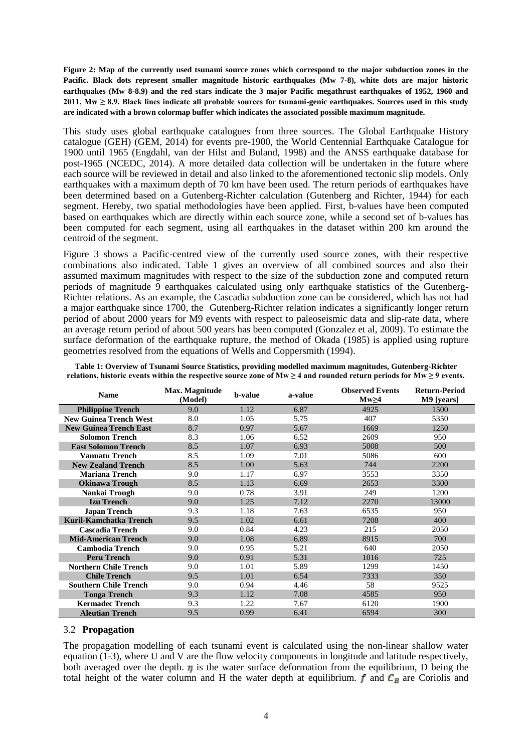**Figure 2: Map of the currently used tsunami source zones which correspond to the major subduction zones in the Pacific. Black dots represent smaller magnitude historic earthquakes (Mw 7-8), white dots are major historic earthquakes (Mw 8-8.9) and the red stars indicate the 3 major Pacific megathrust earthquakes of 1952, 1960 and 2011, Mw ≥ 8.9. Black lines indicate all probable sources for tsunami-genic earthquakes. Sources used in this study are indicated with a brown colormap buffer which indicates the associated possible maximum magnitude.**

This study uses global earthquake catalogues from three sources. The Global Earthquake History catalogue (GEH) (GEM, 2014) for events pre-1900, the World Centennial Earthquake Catalogue for 1900 until 1965 (Engdahl, van der Hilst and Buland, 1998) and the ANSS earthquake database for post-1965 (NCEDC, 2014). A more detailed data collection will be undertaken in the future where each source will be reviewed in detail and also linked to the aforementioned tectonic slip models. Only earthquakes with a maximum depth of 70 km have been used. The return periods of earthquakes have been determined based on a Gutenberg-Richter calculation (Gutenberg and Richter, 1944) for each segment. Hereby, two spatial methodologies have been applied. First, b-values have been computed based on earthquakes which are directly within each source zone, while a second set of b-values has been computed for each segment, using all earthquakes in the dataset within 200 km around the centroid of the segment.

Figure 3 shows a Pacific-centred view of the currently used source zones, with their respective combinations also indicated. Table 1 gives an overview of all combined sources and also their assumed maximum magnitudes with respect to the size of the subduction zone and computed return periods of magnitude 9 earthquakes calculated using only earthquake statistics of the Gutenberg-Richter relations. As an example, the Cascadia subduction zone can be considered, which has not had a major earthquake since 1700, the Gutenberg-Richter relation indicates a significantly longer return period of about 2000 years for M9 events with respect to paleoseismic data and slip-rate data, where an average return period of about 500 years has been computed (Gonzalez et al, 2009). To estimate the surface deformation of the earthquake rupture, the method of Okada (1985) is applied using rupture geometries resolved from the equations of Wells and Coppersmith (1994).

**Table 1: Overview of Tsunami Source Statistics, providing modelled maximum magnitudes, Gutenberg-Richter relations, historic events within the respective source zone of Mw ≥ 4 and rounded return periods for Mw ≥ 9 events.**

| Name | Max. Magnitude (Model) | b-value | a-value | Observed Events Mw≥4 | Return-Period M9 [years] |
|---|---|---|---|---|---|
| **Philippine Trench** | 9.0 | 1.12 | 6.87 | 4925 | 1500 |
| **New Guinea Trench West** | 8.0 | 1.05 | 5.75 | 407 | 5350 |
| **New Guinea Trench East** | 8.7 | 0.97 | 5.67 | 1669 | 1250 |
| **Solomon Trench** | 8.3 | 1.06 | 6.52 | 2609 | 950 |
| **East Solomon Trench** | 8.5 | 1.07 | 6.93 | 5008 | 500 |
| **Vanuatu Trench** | 8.5 | 1.09 | 7.01 | 5086 | 600 |
| **New Zealand Trench** | 8.5 | 1.00 | 5.63 | 744 | 2200 |
| **Mariana Trench** | 9.0 | 1.17 | 6.97 | 3553 | 3350 |
| **Okinawa Trough** | 8.5 | 1.13 | 6.69 | 2653 | 3300 |
| **Nankai Trough** | 9.0 | 0.78 | 3.91 | 249 | 1200 |
| **Izu Trench** | 9.0 | 1.25 | 7.12 | 2270 | 13000 |
| **Japan Trench** | 9.3 | 1.18 | 7.63 | 6535 | 950 |
| **Kuril-Kamchatka Trench** | 9.5 | 1.02 | 6.61 | 7208 | 400 |
| **Cascadia Trench** | 9.0 | 0.84 | 4.23 | 215 | 2050 |
| **Mid-American Trench** | 9.0 | 1.08 | 6.89 | 8915 | 700 |
| **Cambodia Trench** | 9.0 | 0.95 | 5.21 | 640 | 2050 |
| **Peru Trench** | 9.0 | 0.91 | 5.31 | 1016 | 725 |
| **Northern Chile Trench** | 9.0 | 1.01 | 5.89 | 1299 | 1450 |
| **Chile Trench** | 9.5 | 1.01 | 6.54 | 7333 | 350 |
| **Southern Chile Trench** | 9.0 | 0.94 | 4.46 | 58 | 9525 |
| **Tonga Trench** | 9.3 | 1.12 | 7.08 | 4585 | 950 |
| **Kermadec Trench** | 9.3 | 1.22 | 7.67 | 6120 | 1900 |
| **Aleutian Trench** | 9.5 | 0.99 | 6.41 | 6594 | 300 |

### 3.2 **Propagation**

The propagation modelling of each tsunami event is calculated using the non-linear shallow water equation (1-3), where U and V are the flow velocity components in longitude and latitude respectively, both averaged over the depth. $\eta$ is the water surface deformation from the equilibrium, D being the total height of the water column and H the water depth at equilibrium. $f$ and $C_B$ are Coriolis and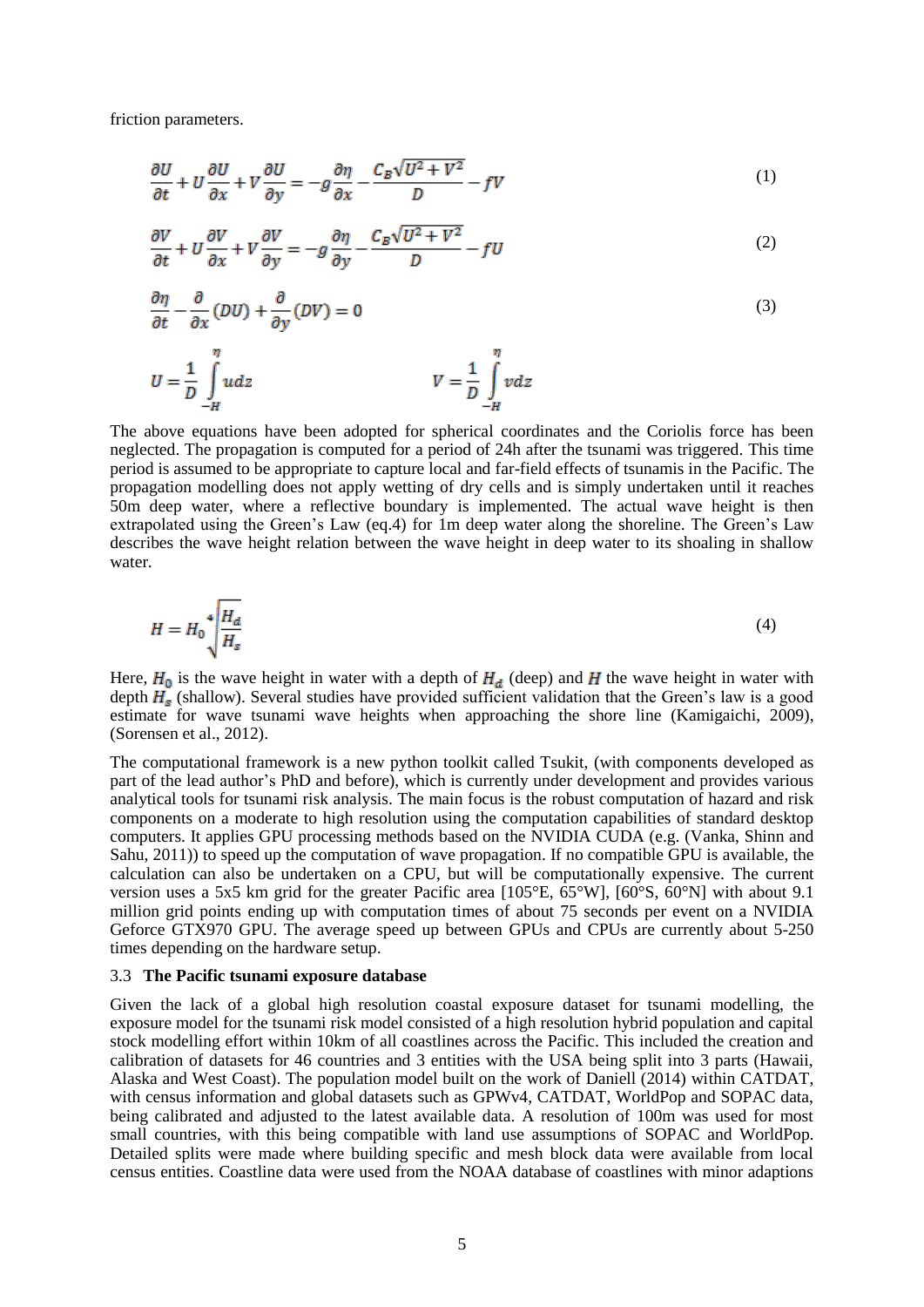friction parameters.

$$\frac{\partial U}{\partial t} + U\frac{\partial U}{\partial x} + V\frac{\partial U}{\partial y} = -g\frac{\partial \eta}{\partial x} - \frac{C_B\sqrt{U^2+V^2}}{D} - fV \tag{1}$$

$$\frac{\partial V}{\partial t} + U\frac{\partial V}{\partial x} + V\frac{\partial V}{\partial y} = -g\frac{\partial \eta}{\partial y} - \frac{C_B\sqrt{U^2+V^2}}{D} - fU \tag{2}$$

$$\frac{\partial \eta}{\partial t} - \frac{\partial}{\partial x}(DU) + \frac{\partial}{\partial y}(DV) = 0 \tag{3}$$

$$U = \frac{1}{D}\int_{-H}^{\eta} u dz \qquad\qquad V = \frac{1}{D}\int_{-H}^{\eta} v dz$$

The above equations have been adopted for spherical coordinates and the Coriolis force has been neglected. The propagation is computed for a period of 24h after the tsunami was triggered. This time period is assumed to be appropriate to capture local and far-field effects of tsunamis in the Pacific. The propagation modelling does not apply wetting of dry cells and is simply undertaken until it reaches 50m deep water, where a reflective boundary is implemented. The actual wave height is then extrapolated using the Green's Law (eq.4) for 1m deep water along the shoreline. The Green's Law describes the wave height relation between the wave height in deep water to its shoaling in shallow water.

$$H = H_0 \sqrt[4]{\frac{H_d}{H_s}} \tag{4}$$

Here, $H_0$ is the wave height in water with a depth of $H_d$ (deep) and $H$ the wave height in water with depth $H_s$ (shallow). Several studies have provided sufficient validation that the Green's law is a good estimate for wave tsunami wave heights when approaching the shore line (Kamigaichi, 2009), (Sorensen et al., 2012).

The computational framework is a new python toolkit called Tsukit, (with components developed as part of the lead author's PhD and before), which is currently under development and provides various analytical tools for tsunami risk analysis. The main focus is the robust computation of hazard and risk components on a moderate to high resolution using the computation capabilities of standard desktop computers. It applies GPU processing methods based on the NVIDIA CUDA (e.g. (Vanka, Shinn and Sahu, 2011)) to speed up the computation of wave propagation. If no compatible GPU is available, the calculation can also be undertaken on a CPU, but will be computationally expensive. The current version uses a 5x5 km grid for the greater Pacific area [105°E, 65°W], [60°S, 60°N] with about 9.1 million grid points ending up with computation times of about 75 seconds per event on a NVIDIA Geforce GTX970 GPU. The average speed up between GPUs and CPUs are currently about 5-250 times depending on the hardware setup.

### 3.3 **The Pacific tsunami exposure database**

Given the lack of a global high resolution coastal exposure dataset for tsunami modelling, the exposure model for the tsunami risk model consisted of a high resolution hybrid population and capital stock modelling effort within 10km of all coastlines across the Pacific. This included the creation and calibration of datasets for 46 countries and 3 entities with the USA being split into 3 parts (Hawaii, Alaska and West Coast). The population model built on the work of Daniell (2014) within CATDAT, with census information and global datasets such as GPWv4, CATDAT, WorldPop and SOPAC data, being calibrated and adjusted to the latest available data. A resolution of 100m was used for most small countries, with this being compatible with land use assumptions of SOPAC and WorldPop. Detailed splits were made where building specific and mesh block data were available from local census entities. Coastline data were used from the NOAA database of coastlines with minor adaptions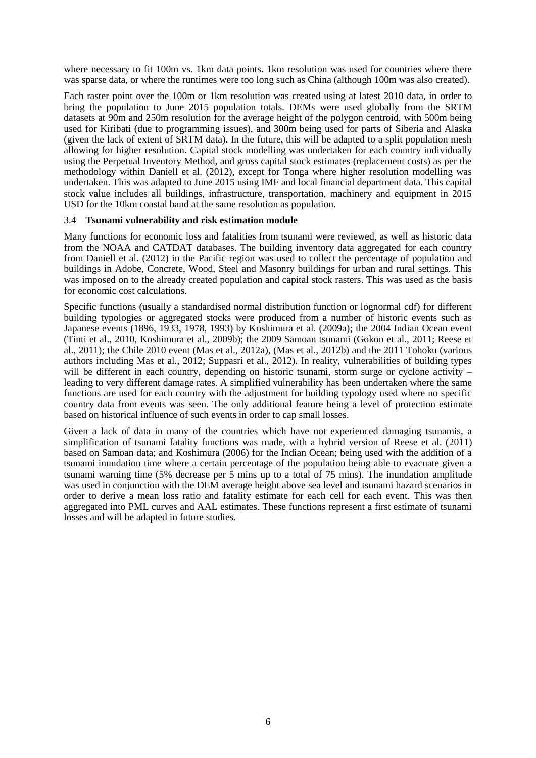where necessary to fit 100m vs. 1km data points. 1km resolution was used for countries where there was sparse data, or where the runtimes were too long such as China (although 100m was also created).

Each raster point over the 100m or 1km resolution was created using at latest 2010 data, in order to bring the population to June 2015 population totals. DEMs were used globally from the SRTM datasets at 90m and 250m resolution for the average height of the polygon centroid, with 500m being used for Kiribati (due to programming issues), and 300m being used for parts of Siberia and Alaska (given the lack of extent of SRTM data). In the future, this will be adapted to a split population mesh allowing for higher resolution. Capital stock modelling was undertaken for each country individually using the Perpetual Inventory Method, and gross capital stock estimates (replacement costs) as per the methodology within Daniell et al. (2012), except for Tonga where higher resolution modelling was undertaken. This was adapted to June 2015 using IMF and local financial department data. This capital stock value includes all buildings, infrastructure, transportation, machinery and equipment in 2015 USD for the 10km coastal band at the same resolution as population.

### 3.4 **Tsunami vulnerability and risk estimation module**

Many functions for economic loss and fatalities from tsunami were reviewed, as well as historic data from the NOAA and CATDAT databases. The building inventory data aggregated for each country from Daniell et al. (2012) in the Pacific region was used to collect the percentage of population and buildings in Adobe, Concrete, Wood, Steel and Masonry buildings for urban and rural settings. This was imposed on to the already created population and capital stock rasters. This was used as the basis for economic cost calculations.

Specific functions (usually a standardised normal distribution function or lognormal cdf) for different building typologies or aggregated stocks were produced from a number of historic events such as Japanese events (1896, 1933, 1978, 1993) by Koshimura et al. (2009a); the 2004 Indian Ocean event (Tinti et al., 2010, Koshimura et al., 2009b); the 2009 Samoan tsunami (Gokon et al., 2011; Reese et al., 2011); the Chile 2010 event (Mas et al., 2012a), (Mas et al., 2012b) and the 2011 Tohoku (various authors including Mas et al., 2012; Suppasri et al., 2012). In reality, vulnerabilities of building types will be different in each country, depending on historic tsunami, storm surge or cyclone activity – leading to very different damage rates. A simplified vulnerability has been undertaken where the same functions are used for each country with the adjustment for building typology used where no specific country data from events was seen. The only additional feature being a level of protection estimate based on historical influence of such events in order to cap small losses.

Given a lack of data in many of the countries which have not experienced damaging tsunamis, a simplification of tsunami fatality functions was made, with a hybrid version of Reese et al. (2011) based on Samoan data; and Koshimura (2006) for the Indian Ocean; being used with the addition of a tsunami inundation time where a certain percentage of the population being able to evacuate given a tsunami warning time (5% decrease per 5 mins up to a total of 75 mins). The inundation amplitude was used in conjunction with the DEM average height above sea level and tsunami hazard scenarios in order to derive a mean loss ratio and fatality estimate for each cell for each event. This was then aggregated into PML curves and AAL estimates. These functions represent a first estimate of tsunami losses and will be adapted in future studies.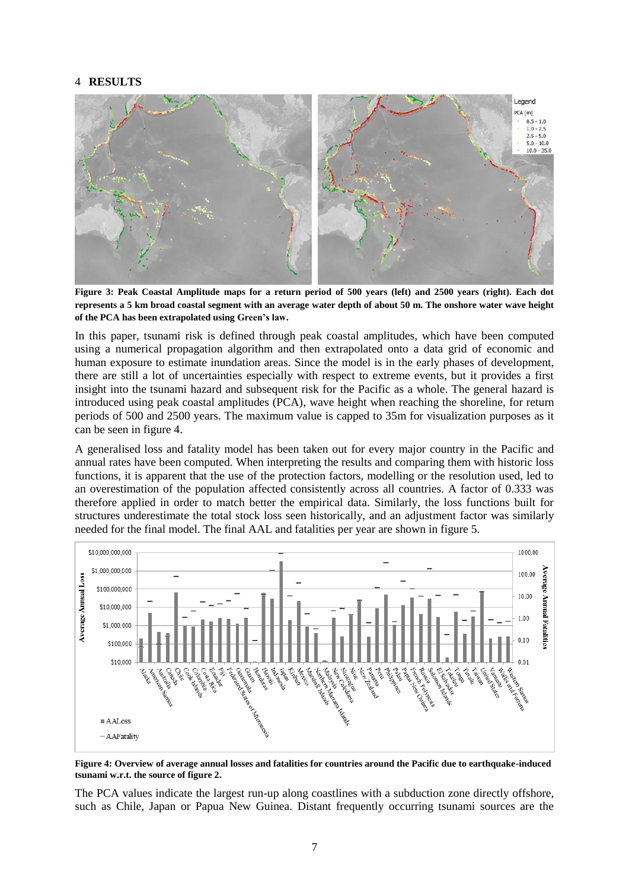## 4 RESULTS

**Figure 3: Peak Coastal Amplitude maps for a return period of 500 years (left) and 2500 years (right). Each dot represents a 5 km broad coastal segment with an average water depth of about 50 m. The onshore water wave height of the PCA has been extrapolated using Green's law.**

In this paper, tsunami risk is defined through peak coastal amplitudes, which have been computed using a numerical propagation algorithm and then extrapolated onto a data grid of economic and human exposure to estimate inundation areas. Since the model is in the early phases of development, there are still a lot of uncertainties especially with respect to extreme events, but it provides a first insight into the tsunami hazard and subsequent risk for the Pacific as a whole. The general hazard is introduced using peak coastal amplitudes (PCA), wave height when reaching the shoreline, for return periods of 500 and 2500 years. The maximum value is capped to 35m for visualization purposes as it can be seen in figure 4.

A generalised loss and fatality model has been taken out for every major country in the Pacific and annual rates have been computed. When interpreting the results and comparing them with historic loss functions, it is apparent that the use of the protection factors, modelling or the resolution used, led to an overestimation of the population affected consistently across all countries. A factor of 0.333 was therefore applied in order to match better the empirical data. Similarly, the loss functions built for structures underestimate the total stock loss seen historically, and an adjustment factor was similarly needed for the final model. The final AAL and fatalities per year are shown in figure 5.

**Figure 4: Overview of average annual losses and fatalities for countries around the Pacific due to earthquake-induced tsunami w.r.t. the source of figure 2.**

The PCA values indicate the largest run-up along coastlines with a subduction zone directly offshore, such as Chile, Japan or Papua New Guinea. Distant frequently occurring tsunami sources are the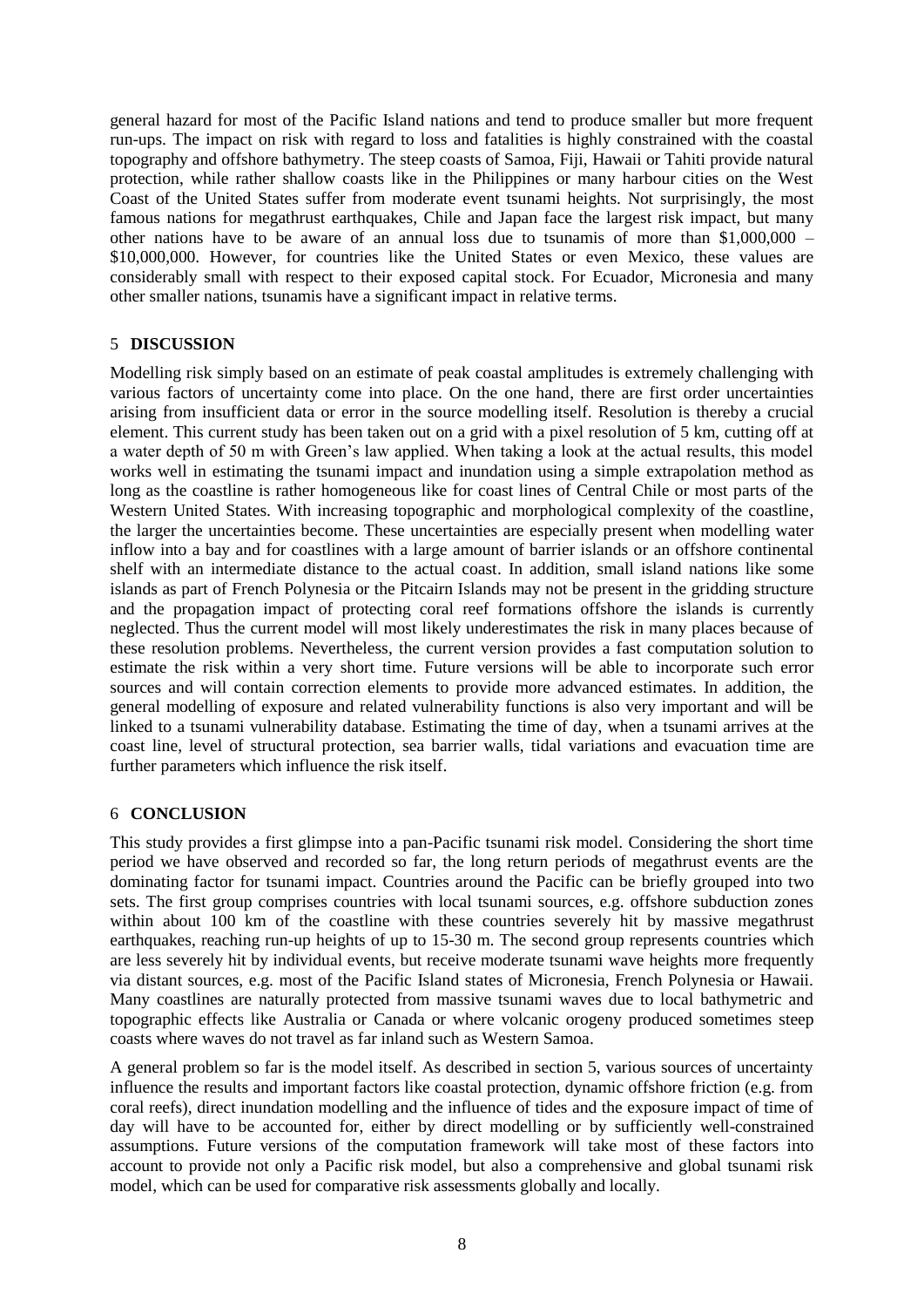general hazard for most of the Pacific Island nations and tend to produce smaller but more frequent run-ups. The impact on risk with regard to loss and fatalities is highly constrained with the coastal topography and offshore bathymetry. The steep coasts of Samoa, Fiji, Hawaii or Tahiti provide natural protection, while rather shallow coasts like in the Philippines or many harbour cities on the West Coast of the United States suffer from moderate event tsunami heights. Not surprisingly, the most famous nations for megathrust earthquakes, Chile and Japan face the largest risk impact, but many other nations have to be aware of an annual loss due to tsunamis of more than \$1,000,000 – \$10,000,000. However, for countries like the United States or even Mexico, these values are considerably small with respect to their exposed capital stock. For Ecuador, Micronesia and many other smaller nations, tsunamis have a significant impact in relative terms.

## 5 DISCUSSION

Modelling risk simply based on an estimate of peak coastal amplitudes is extremely challenging with various factors of uncertainty come into place. On the one hand, there are first order uncertainties arising from insufficient data or error in the source modelling itself. Resolution is thereby a crucial element. This current study has been taken out on a grid with a pixel resolution of 5 km, cutting off at a water depth of 50 m with Green's law applied. When taking a look at the actual results, this model works well in estimating the tsunami impact and inundation using a simple extrapolation method as long as the coastline is rather homogeneous like for coast lines of Central Chile or most parts of the Western United States. With increasing topographic and morphological complexity of the coastline, the larger the uncertainties become. These uncertainties are especially present when modelling water inflow into a bay and for coastlines with a large amount of barrier islands or an offshore continental shelf with an intermediate distance to the actual coast. In addition, small island nations like some islands as part of French Polynesia or the Pitcairn Islands may not be present in the gridding structure and the propagation impact of protecting coral reef formations offshore the islands is currently neglected. Thus the current model will most likely underestimates the risk in many places because of these resolution problems. Nevertheless, the current version provides a fast computation solution to estimate the risk within a very short time. Future versions will be able to incorporate such error sources and will contain correction elements to provide more advanced estimates. In addition, the general modelling of exposure and related vulnerability functions is also very important and will be linked to a tsunami vulnerability database. Estimating the time of day, when a tsunami arrives at the coast line, level of structural protection, sea barrier walls, tidal variations and evacuation time are further parameters which influence the risk itself.

## 6 CONCLUSION

This study provides a first glimpse into a pan-Pacific tsunami risk model. Considering the short time period we have observed and recorded so far, the long return periods of megathrust events are the dominating factor for tsunami impact. Countries around the Pacific can be briefly grouped into two sets. The first group comprises countries with local tsunami sources, e.g. offshore subduction zones within about 100 km of the coastline with these countries severely hit by massive megathrust earthquakes, reaching run-up heights of up to 15-30 m. The second group represents countries which are less severely hit by individual events, but receive moderate tsunami wave heights more frequently via distant sources, e.g. most of the Pacific Island states of Micronesia, French Polynesia or Hawaii. Many coastlines are naturally protected from massive tsunami waves due to local bathymetric and topographic effects like Australia or Canada or where volcanic orogeny produced sometimes steep coasts where waves do not travel as far inland such as Western Samoa.

A general problem so far is the model itself. As described in section 5, various sources of uncertainty influence the results and important factors like coastal protection, dynamic offshore friction (e.g. from coral reefs), direct inundation modelling and the influence of tides and the exposure impact of time of day will have to be accounted for, either by direct modelling or by sufficiently well-constrained assumptions. Future versions of the computation framework will take most of these factors into account to provide not only a Pacific risk model, but also a comprehensive and global tsunami risk model, which can be used for comparative risk assessments globally and locally.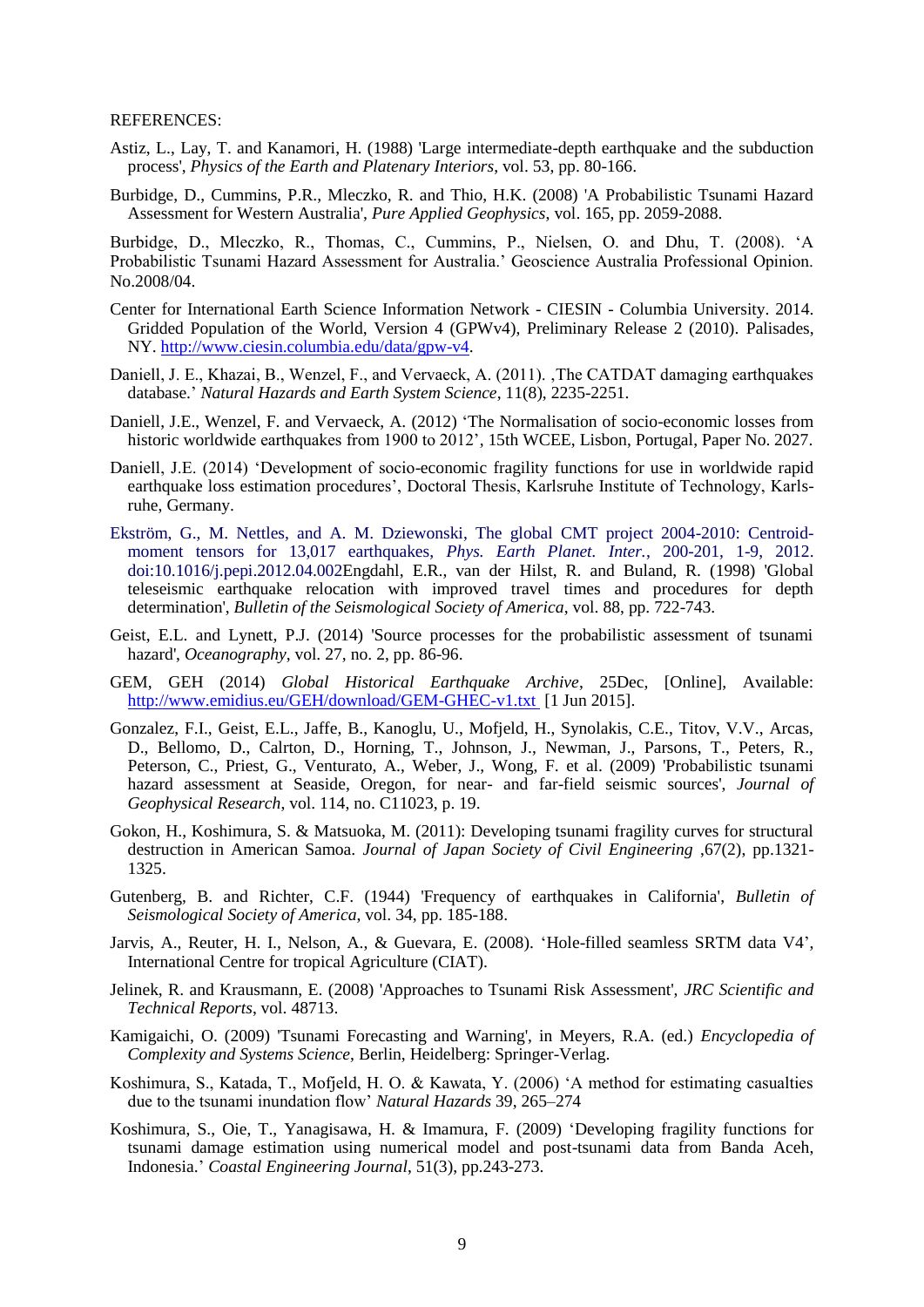REFERENCES:

Astiz, L., Lay, T. and Kanamori, H. (1988) 'Large intermediate-depth earthquake and the subduction process', *Physics of the Earth and Platenary Interiors*, vol. 53, pp. 80-166.

Burbidge, D., Cummins, P.R., Mleczko, R. and Thio, H.K. (2008) 'A Probabilistic Tsunami Hazard Assessment for Western Australia', *Pure Applied Geophysics*, vol. 165, pp. 2059-2088.

Burbidge, D., Mleczko, R., Thomas, C., Cummins, P., Nielsen, O. and Dhu, T. (2008). 'A Probabilistic Tsunami Hazard Assessment for Australia.' Geoscience Australia Professional Opinion. No.2008/04.

Center for International Earth Science Information Network - CIESIN - Columbia University. 2014. Gridded Population of the World, Version 4 (GPWv4), Preliminary Release 2 (2010). Palisades, NY. http://www.ciesin.columbia.edu/data/gpw-v4.

Daniell, J. E., Khazai, B., Wenzel, F., and Vervaeck, A. (2011). ‚The CATDAT damaging earthquakes database.' *Natural Hazards and Earth System Science*, 11(8), 2235-2251.

Daniell, J.E., Wenzel, F. and Vervaeck, A. (2012) 'The Normalisation of socio-economic losses from historic worldwide earthquakes from 1900 to 2012', 15th WCEE, Lisbon, Portugal, Paper No. 2027.

Daniell, J.E. (2014) 'Development of socio-economic fragility functions for use in worldwide rapid earthquake loss estimation procedures', Doctoral Thesis, Karlsruhe Institute of Technology, Karlsruhe, Germany.

Ekström, G., M. Nettles, and A. M. Dziewonski, The global CMT project 2004-2010: Centroid-moment tensors for 13,017 earthquakes, *Phys. Earth Planet. Inter.*, 200-201, 1-9, 2012. doi:10.1016/j.pepi.2012.04.002Engdahl, E.R., van der Hilst, R. and Buland, R. (1998) 'Global teleseismic earthquake relocation with improved travel times and procedures for depth determination', *Bulletin of the Seismological Society of America*, vol. 88, pp. 722-743.

Geist, E.L. and Lynett, P.J. (2014) 'Source processes for the probabilistic assessment of tsunami hazard', *Oceanography*, vol. 27, no. 2, pp. 86-96.

GEM, GEH (2014) *Global Historical Earthquake Archive*, 25Dec, [Online], Available: http://www.emidius.eu/GEH/download/GEM-GHEC-v1.txt [1 Jun 2015].

Gonzalez, F.I., Geist, E.L., Jaffe, B., Kanoglu, U., Mofjeld, H., Synolakis, C.E., Titov, V.V., Arcas, D., Bellomo, D., Calrton, D., Horning, T., Johnson, J., Newman, J., Parsons, T., Peters, R., Peterson, C., Priest, G., Venturato, A., Weber, J., Wong, F. et al. (2009) 'Probabilistic tsunami hazard assessment at Seaside, Oregon, for near- and far-field seismic sources', *Journal of Geophysical Research*, vol. 114, no. C11023, p. 19.

Gokon, H., Koshimura, S. & Matsuoka, M. (2011): Developing tsunami fragility curves for structural destruction in American Samoa. *Journal of Japan Society of Civil Engineering* ,67(2), pp.1321-1325.

Gutenberg, B. and Richter, C.F. (1944) 'Frequency of earthquakes in California', *Bulletin of Seismological Society of America*, vol. 34, pp. 185-188.

Jarvis, A., Reuter, H. I., Nelson, A., & Guevara, E. (2008). 'Hole-filled seamless SRTM data V4', International Centre for tropical Agriculture (CIAT).

Jelinek, R. and Krausmann, E. (2008) 'Approaches to Tsunami Risk Assessment', *JRC Scientific and Technical Reports*, vol. 48713.

Kamigaichi, O. (2009) 'Tsunami Forecasting and Warning', in Meyers, R.A. (ed.) *Encyclopedia of Complexity and Systems Science*, Berlin, Heidelberg: Springer-Verlag.

Koshimura, S., Katada, T., Mofjeld, H. O. & Kawata, Y. (2006) 'A method for estimating casualties due to the tsunami inundation flow' *Natural Hazards* 39, 265–274

Koshimura, S., Oie, T., Yanagisawa, H. & Imamura, F. (2009) 'Developing fragility functions for tsunami damage estimation using numerical model and post-tsunami data from Banda Aceh, Indonesia.' *Coastal Engineering Journal*, 51(3), pp.243-273.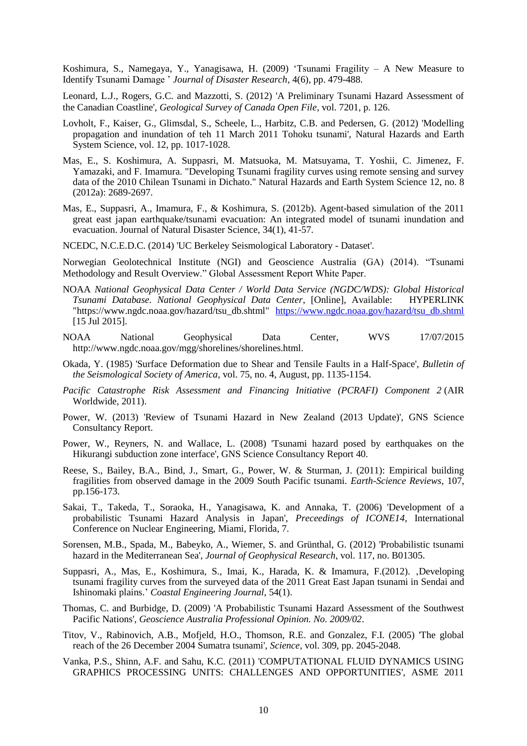Koshimura, S., Namegaya, Y., Yanagisawa, H. (2009) 'Tsunami Fragility – A New Measure to Identify Tsunami Damage ' *Journal of Disaster Research*, 4(6), pp. 479-488.

Leonard, L.J., Rogers, G.C. and Mazzotti, S. (2012) 'A Preliminary Tsunami Hazard Assessment of the Canadian Coastline', *Geological Survey of Canada Open File*, vol. 7201, p. 126.

Lovholt, F., Kaiser, G., Glimsdal, S., Scheele, L., Harbitz, C.B. and Pedersen, G. (2012) 'Modelling propagation and inundation of teh 11 March 2011 Tohoku tsunami', Natural Hazards and Earth System Science, vol. 12, pp. 1017-1028.

Mas, E., S. Koshimura, A. Suppasri, M. Matsuoka, M. Matsuyama, T. Yoshii, C. Jimenez, F. Yamazaki, and F. Imamura. "Developing Tsunami fragility curves using remote sensing and survey data of the 2010 Chilean Tsunami in Dichato." Natural Hazards and Earth System Science 12, no. 8 (2012a): 2689-2697.

Mas, E., Suppasri, A., Imamura, F., & Koshimura, S. (2012b). Agent-based simulation of the 2011 great east japan earthquake/tsunami evacuation: An integrated model of tsunami inundation and evacuation. Journal of Natural Disaster Science, 34(1), 41-57.

NCEDC, N.C.E.D.C. (2014) 'UC Berkeley Seismological Laboratory - Dataset'.

Norwegian Geolotechnical Institute (NGI) and Geoscience Australia (GA) (2014). "Tsunami Methodology and Result Overview." Global Assessment Report White Paper.

NOAA *National Geophysical Data Center / World Data Service (NGDC/WDS): Global Historical Tsunami Database. National Geophysical Data Center*, [Online], Available: HYPERLINK "https://www.ngdc.noaa.gov/hazard/tsu_db.shtml" https://www.ngdc.noaa.gov/hazard/tsu_db.shtml [15 Jul 2015].

NOAA National Geophysical Data Center, WVS 17/07/2015 http://www.ngdc.noaa.gov/mgg/shorelines/shorelines.html.

Okada, Y. (1985) 'Surface Deformation due to Shear and Tensile Faults in a Half-Space', *Bulletin of the Seismological Society of America*, vol. 75, no. 4, August, pp. 1135-1154.

*Pacific Catastrophe Risk Assessment and Financing Initiative (PCRAFI) Component 2* (AIR Worldwide, 2011).

Power, W. (2013) 'Review of Tsunami Hazard in New Zealand (2013 Update)', GNS Science Consultancy Report.

Power, W., Reyners, N. and Wallace, L. (2008) 'Tsunami hazard posed by earthquakes on the Hikurangi subduction zone interface', GNS Science Consultancy Report 40.

Reese, S., Bailey, B.A., Bind, J., Smart, G., Power, W. & Sturman, J. (2011): Empirical building fragilities from observed damage in the 2009 South Pacific tsunami. *Earth-Science Reviews*, 107, pp.156-173.

Sakai, T., Takeda, T., Soraoka, H., Yanagisawa, K. and Annaka, T. (2006) 'Development of a probabilistic Tsunami Hazard Analysis in Japan', *Preceedings of ICONE14*, International Conference on Nuclear Engineering, Miami, Florida, 7.

Sorensen, M.B., Spada, M., Babeyko, A., Wiemer, S. and Grünthal, G. (2012) 'Probabilistic tsunami hazard in the Mediterranean Sea', *Journal of Geophysical Research*, vol. 117, no. B01305.

Suppasri, A., Mas, E., Koshimura, S., Imai, K., Harada, K. & Imamura, F.(2012). ‚Developing tsunami fragility curves from the surveyed data of the 2011 Great East Japan tsunami in Sendai and Ishinomaki plains.' *Coastal Engineering Journal*, 54(1).

Thomas, C. and Burbidge, D. (2009) 'A Probabilistic Tsunami Hazard Assessment of the Southwest Pacific Nations', *Geoscience Australia Professional Opinion. No. 2009/02*.

Titov, V., Rabinovich, A.B., Mofjeld, H.O., Thomson, R.E. and Gonzalez, F.I. (2005) 'The global reach of the 26 December 2004 Sumatra tsunami', *Science*, vol. 309, pp. 2045-2048.

Vanka, P.S., Shinn, A.F. and Sahu, K.C. (2011) 'COMPUTATIONAL FLUID DYNAMICS USING GRAPHICS PROCESSING UNITS: CHALLENGES AND OPPORTUNITIES', ASME 2011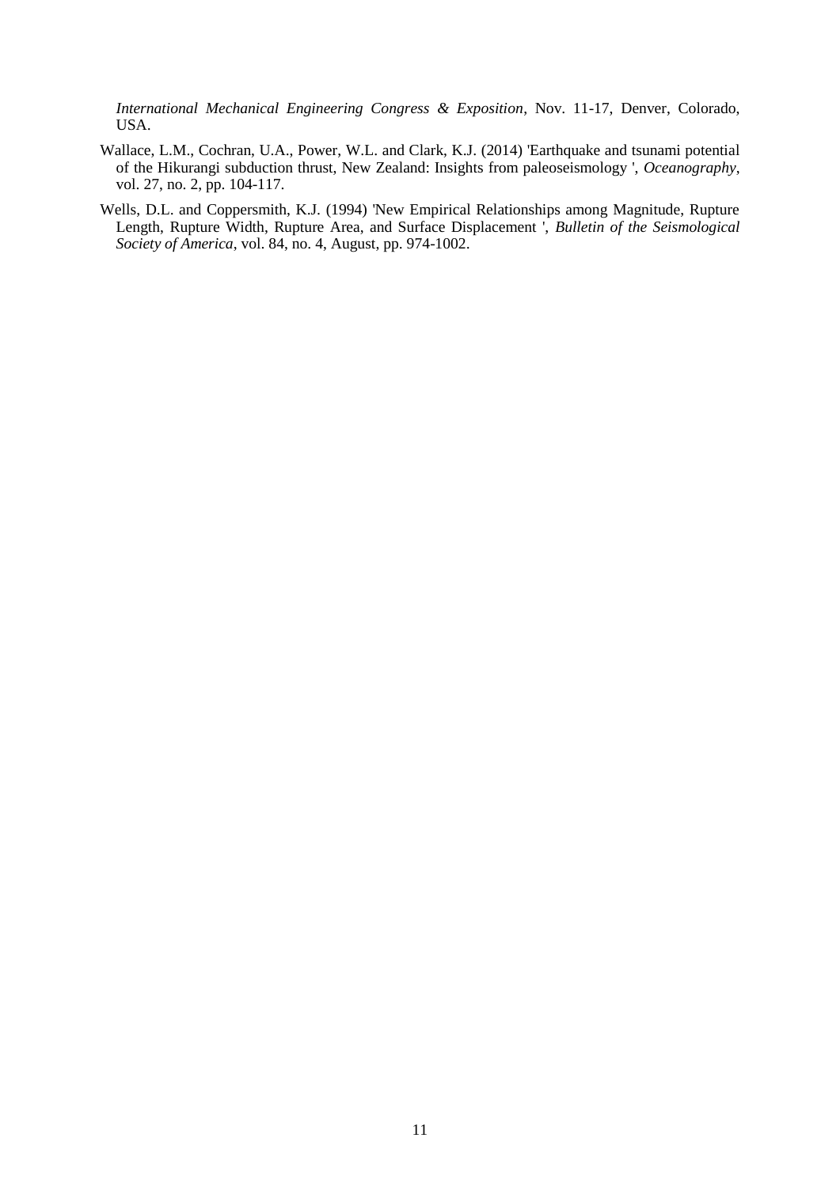*International Mechanical Engineering Congress & Exposition*, Nov. 11-17, Denver, Colorado, USA.

Wallace, L.M., Cochran, U.A., Power, W.L. and Clark, K.J. (2014) 'Earthquake and tsunami potential of the Hikurangi subduction thrust, New Zealand: Insights from paleoseismology ', *Oceanography*, vol. 27, no. 2, pp. 104-117.

Wells, D.L. and Coppersmith, K.J. (1994) 'New Empirical Relationships among Magnitude, Rupture Length, Rupture Width, Rupture Area, and Surface Displacement ', *Bulletin of the Seismological Society of America*, vol. 84, no. 4, August, pp. 974-1002.